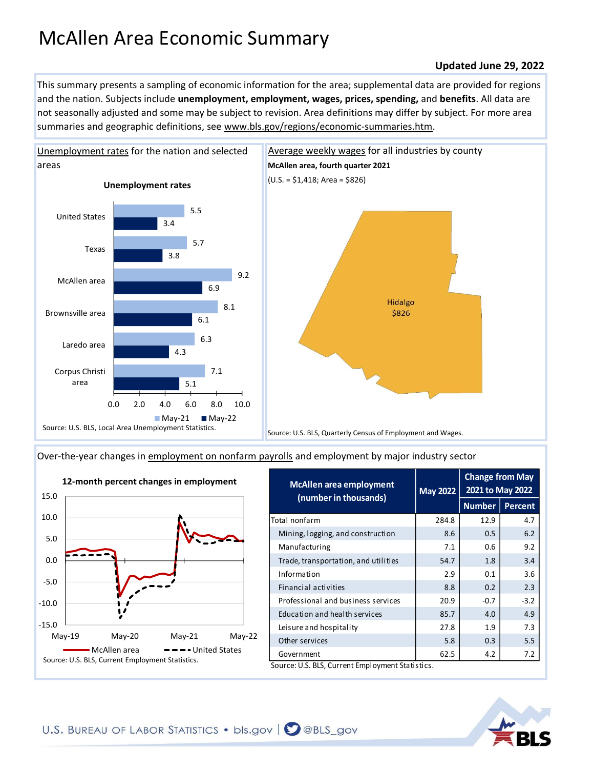# McAllen Area Economic Summary

**Updated June 29, 2022**

This summary presents a sampling of economic information for the area; supplemental data are provided for regions and the nation. Subjects include **unemployment, employment, wages, prices, spending,** and **benefits**. All data are not seasonally adjusted and some may be subject to revision. Area definitions may differ by subject. For more area summaries and geographic definitions, see www.bls.gov/regions/economic-summaries.htm.

## Unemployment rates for the nation and selected areas

**Unemployment rates**

| Area | May-21 | May-22 |
|---|---|---|
| United States | 5.5 | 3.4 |
| Texas | 5.7 | 3.8 |
| McAllen area | 9.2 | 6.9 |
| Brownsville area | 8.1 | 6.1 |
| Laredo area | 6.3 | 4.3 |
| Corpus Christi area | 7.1 | 5.1 |

Source: U.S. BLS, Local Area Unemployment Statistics.

## Average weekly wages for all industries by county

**McAllen area, fourth quarter 2021**

(U.S. = $1,418; Area = $826)

Hidalgo $826

Source: U.S. BLS, Quarterly Census of Employment and Wages.

## Over-the-year changes in employment on nonfarm payrolls and employment by major industry sector

**12-month percent changes in employment**

McAllen area — United States (May-19 to May-22)

Source: U.S. BLS, Current Employment Statistics.

| McAllen area employment (number in thousands) | May 2022 | Change from May 2021 to May 2022 | |
|---|---|---|---|
| | | Number | Percent |
| Total nonfarm | 284.8 | 12.9 | 4.7 |
| Mining, logging, and construction | 8.6 | 0.5 | 6.2 |
| Manufacturing | 7.1 | 0.6 | 9.2 |
| Trade, transportation, and utilities | 54.7 | 1.8 | 3.4 |
| Information | 2.9 | 0.1 | 3.6 |
| Financial activities | 8.8 | 0.2 | 2.3 |
| Professional and business services | 20.9 | -0.7 | -3.2 |
| Education and health services | 85.7 | 4.0 | 4.9 |
| Leisure and hospitality | 27.8 | 1.9 | 7.3 |
| Other services | 5.8 | 0.3 | 5.5 |
| Government | 62.5 | 4.2 | 7.2 |

Source: U.S. BLS, Current Employment Statistics.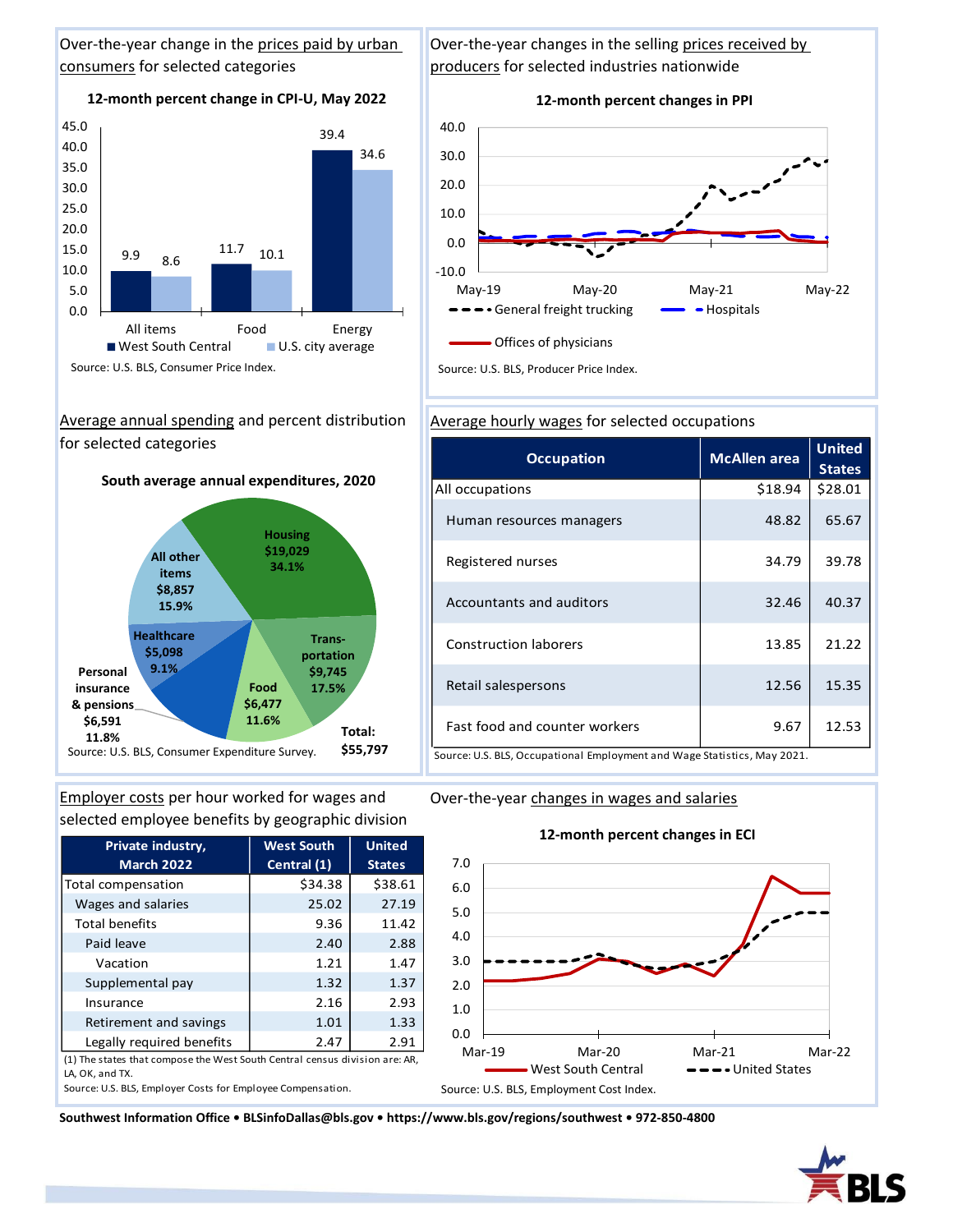## Over-the-year change in the prices paid by urban consumers for selected categories

**12-month percent change in CPI-U, May 2022**

45.0
40.0
35.0
30.0
25.0
20.0
15.0
10.0
5.0
0.0

All items: 9.9, 8.6
Food: 11.7, 10.1
Energy: 39.4, 34.6

West South Central
U.S. city average

Source: U.S. BLS, Consumer Price Index.

## Over-the-year changes in the selling prices received by producers for selected industries nationwide

**12-month percent changes in PPI**

40.0
30.0
20.0
10.0
0.0
-10.0

May-19
May-20
May-21
May-22

General freight trucking
Hospitals
Offices of physicians

Source: U.S. BLS, Producer Price Index.

## Average annual spending and percent distribution for selected categories

**South average annual expenditures, 2020**

Housing $19,029 34.1%
Transportation $9,745 17.5%
Food $6,477 11.6%
Personal insurance & pensions $6,591 11.8%
Healthcare $5,098 9.1%
All other items $8,857 15.9%

Total: $55,797

Source: U.S. BLS, Consumer Expenditure Survey.

## Average hourly wages for selected occupations

| Occupation | McAllen area | United States |
|---|---|---|
| All occupations | $18.94 | $28.01 |
| Human resources managers | 48.82 | 65.67 |
| Registered nurses | 34.79 | 39.78 |
| Accountants and auditors | 32.46 | 40.37 |
| Construction laborers | 13.85 | 21.22 |
| Retail salespersons | 12.56 | 15.35 |
| Fast food and counter workers | 9.67 | 12.53 |

Source: U.S. BLS, Occupational Employment and Wage Statistics, May 2021.

## Employer costs per hour worked for wages and selected employee benefits by geographic division

| Private industry, March 2022 | West South Central (1) | United States |
|---|---|---|
| Total compensation | $34.38 | $38.61 |
| Wages and salaries | 25.02 | 27.19 |
| Total benefits | 9.36 | 11.42 |
| Paid leave | 2.40 | 2.88 |
| Vacation | 1.21 | 1.47 |
| Supplemental pay | 1.32 | 1.37 |
| Insurance | 2.16 | 2.93 |
| Retirement and savings | 1.01 | 1.33 |
| Legally required benefits | 2.47 | 2.91 |

(1) The states that compose the West South Central census division are: AR, LA, OK, and TX.

Source: U.S. BLS, Employer Costs for Employee Compensation.

## Over-the-year changes in wages and salaries

**12-month percent changes in ECI**

7.0
6.0
5.0
4.0
3.0
2.0
1.0
0.0

Mar-19
Mar-20
Mar-21
Mar-22

West South Central
United States

Source: U.S. BLS, Employment Cost Index.

**Southwest Information Office • BLSinfoDallas@bls.gov • https://www.bls.gov/regions/southwest • 972-850-4800**